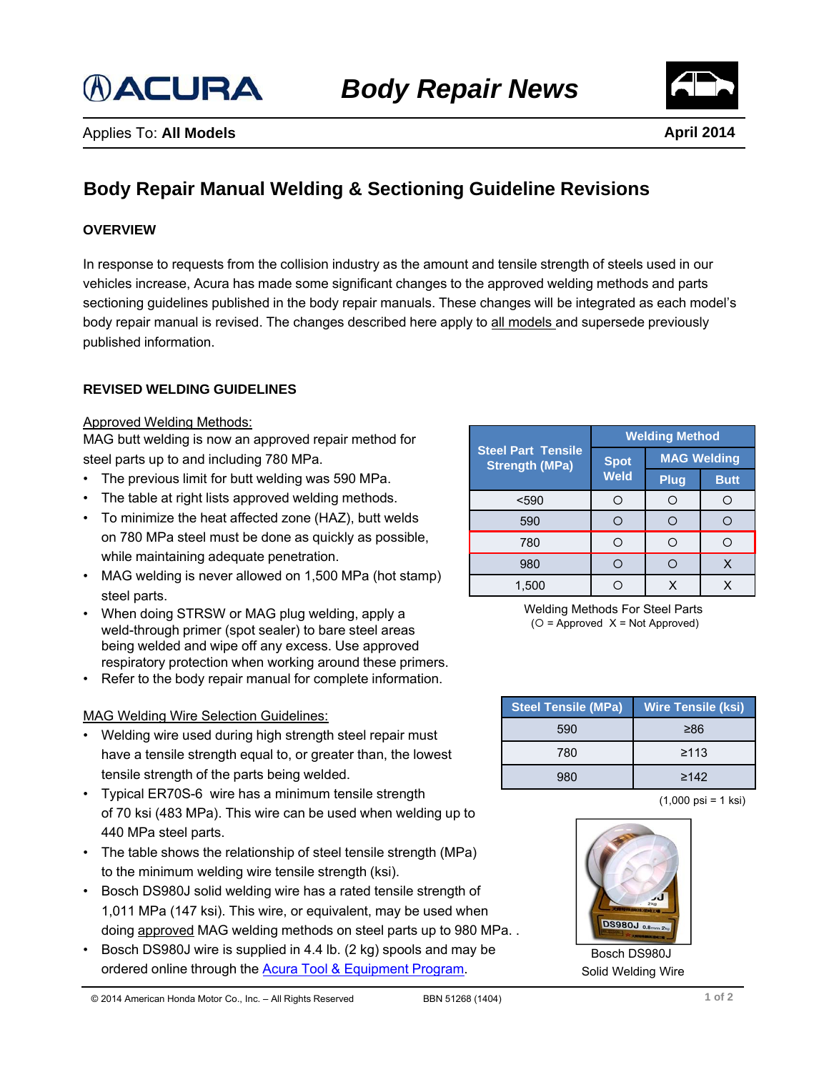# Body Repair News

Applies To: **All Models**

**April 2014**

## Body Repair Manual Welding & Sectioning Guideline Revisions

### OVERVIEW

In response to requests from the collision industry as the amount and tensile strength of steels used in our vehicles increase, Acura has made some significant changes to the approved welding methods and parts sectioning guidelines published in the body repair manuals. These changes will be integrated as each model's body repair manual is revised. The changes described here apply to all models and supersede previously published information.

### REVISED WELDING GUIDELINES

Approved Welding Methods:

MAG butt welding is now an approved repair method for steel parts up to and including 780 MPa.

- The previous limit for butt welding was 590 MPa.
- The table at right lists approved welding methods.
- To minimize the heat affected zone (HAZ), butt welds on 780 MPa steel must be done as quickly as possible, while maintaining adequate penetration.
- MAG welding is never allowed on 1,500 MPa (hot stamp) steel parts.
- When doing STRSW or MAG plug welding, apply a weld-through primer (spot sealer) to bare steel areas being welded and wipe off any excess. Use approved respiratory protection when working around these primers.
- Refer to the body repair manual for complete information.

| Steel Part Tensile Strength (MPa) | Welding Method | | |
|---|---|---|---|
| | Spot Weld | MAG Welding | |
| | | Plug | Butt |
| <590 | O | O | O |
| 590 | O | O | O |
| 780 | O | O | O |
| 980 | O | O | X |
| 1,500 | O | X | X |

Welding Methods For Steel Parts
(O = Approved X = Not Approved)

MAG Welding Wire Selection Guidelines:

- Welding wire used during high strength steel repair must have a tensile strength equal to, or greater than, the lowest tensile strength of the parts being welded.
- Typical ER70S-6 wire has a minimum tensile strength of 70 ksi (483 MPa). This wire can be used when welding up to 440 MPa steel parts.
- The table shows the relationship of steel tensile strength (MPa) to the minimum welding wire tensile strength (ksi).
- Bosch DS980J solid welding wire has a rated tensile strength of 1,011 MPa (147 ksi). This wire, or equivalent, may be used when doing approved MAG welding methods on steel parts up to 980 MPa. .
- Bosch DS980J wire is supplied in 4.4 lb. (2 kg) spools and may be ordered online through the Acura Tool & Equipment Program.

| Steel Tensile (MPa) | Wire Tensile (ksi) |
|---|---|
| 590 | ≥86 |
| 780 | ≥113 |
| 980 | ≥142 |

(1,000 psi = 1 ksi)

Bosch DS980J
Solid Welding Wire

© 2014 American Honda Motor Co., Inc. – All Rights Reserved BBN 51268 (1404)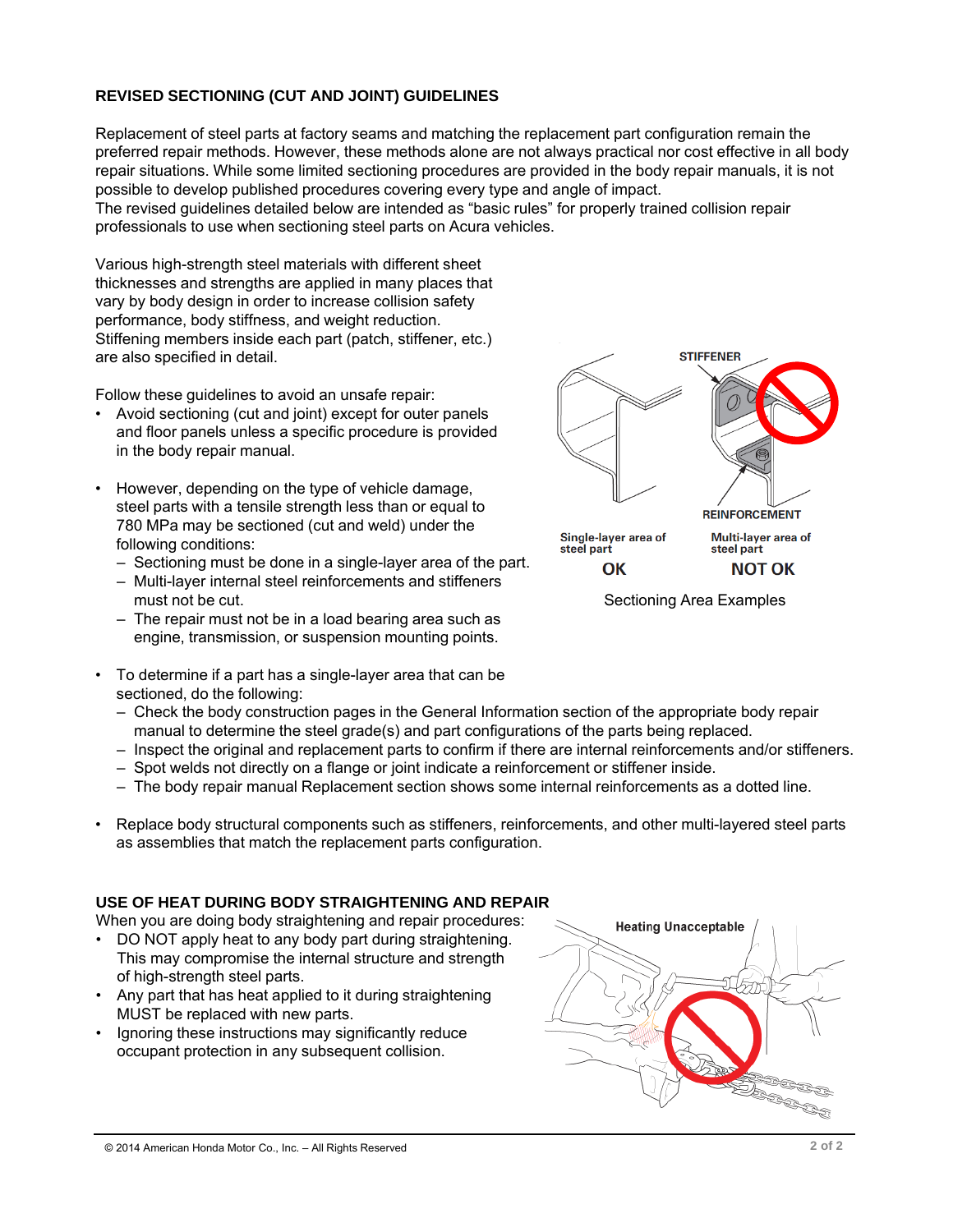## REVISED SECTIONING (CUT AND JOINT) GUIDELINES

Replacement of steel parts at factory seams and matching the replacement part configuration remain the preferred repair methods. However, these methods alone are not always practical nor cost effective in all body repair situations. While some limited sectioning procedures are provided in the body repair manuals, it is not possible to develop published procedures covering every type and angle of impact.
The revised guidelines detailed below are intended as “basic rules” for properly trained collision repair professionals to use when sectioning steel parts on Acura vehicles.

Various high-strength steel materials with different sheet thicknesses and strengths are applied in many places that vary by body design in order to increase collision safety performance, body stiffness, and weight reduction. Stiffening members inside each part (patch, stiffener, etc.) are also specified in detail.

Follow these guidelines to avoid an unsafe repair:

- Avoid sectioning (cut and joint) except for outer panels and floor panels unless a specific procedure is provided in the body repair manual.
- However, depending on the type of vehicle damage, steel parts with a tensile strength less than or equal to 780 MPa may be sectioned (cut and weld) under the following conditions:
  - Sectioning must be done in a single-layer area of the part.
  - Multi-layer internal steel reinforcements and stiffeners must not be cut.
  - The repair must not be in a load bearing area such as engine, transmission, or suspension mounting points.

STIFFENER

REINFORCEMENT

Single-layer area of steel part
OK

Multi-layer area of steel part
NOT OK

Sectioning Area Examples

- To determine if a part has a single-layer area that can be sectioned, do the following:
  - Check the body construction pages in the General Information section of the appropriate body repair manual to determine the steel grade(s) and part configurations of the parts being replaced.
  - Inspect the original and replacement parts to confirm if there are internal reinforcements and/or stiffeners.
  - Spot welds not directly on a flange or joint indicate a reinforcement or stiffener inside.
  - The body repair manual Replacement section shows some internal reinforcements as a dotted line.
- Replace body structural components such as stiffeners, reinforcements, and other multi-layered steel parts as assemblies that match the replacement parts configuration.

## USE OF HEAT DURING BODY STRAIGHTENING AND REPAIR

When you are doing body straightening and repair procedures:

- DO NOT apply heat to any body part during straightening. This may compromise the internal structure and strength of high-strength steel parts.
- Any part that has heat applied to it during straightening MUST be replaced with new parts.
- Ignoring these instructions may significantly reduce occupant protection in any subsequent collision.

Heating Unacceptable

© 2014 American Honda Motor Co., Inc. – All Rights Reserved